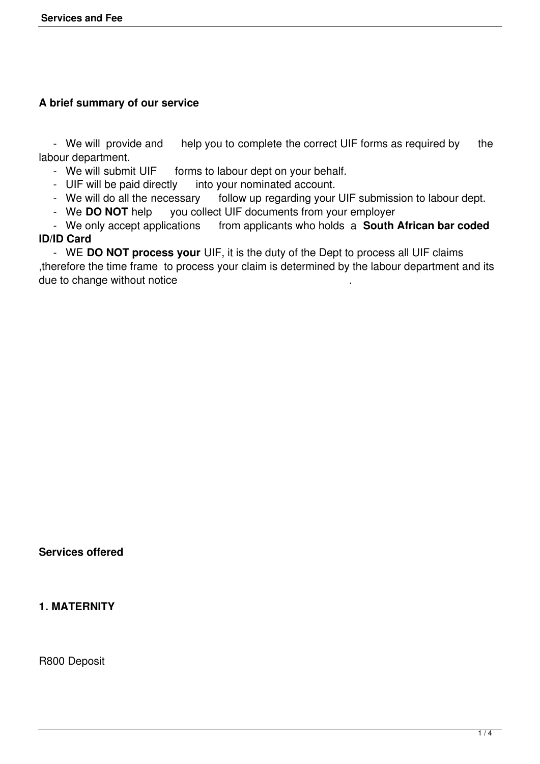**A brief summary of our service**

- We will provide and help you to complete the correct UIF forms as required by the labour department.
- We will submit UIF forms to labour dept on your behalf.
- UIF will be paid directly into your nominated account.
- We will do all the necessary follow up regarding your UIF submission to labour dept.
- We **DO NOT** help you collect UIF documents from your employer
- We only accept applications from applicants who holds a **South African bar coded ID/ID Card**
- WE **DO NOT process your** UIF, it is the duty of the Dept to process all UIF claims ,therefore the time frame to process your claim is determined by the labour department and its due to change without notice .

**Services offered**

**1. MATERNITY**

R800 Deposit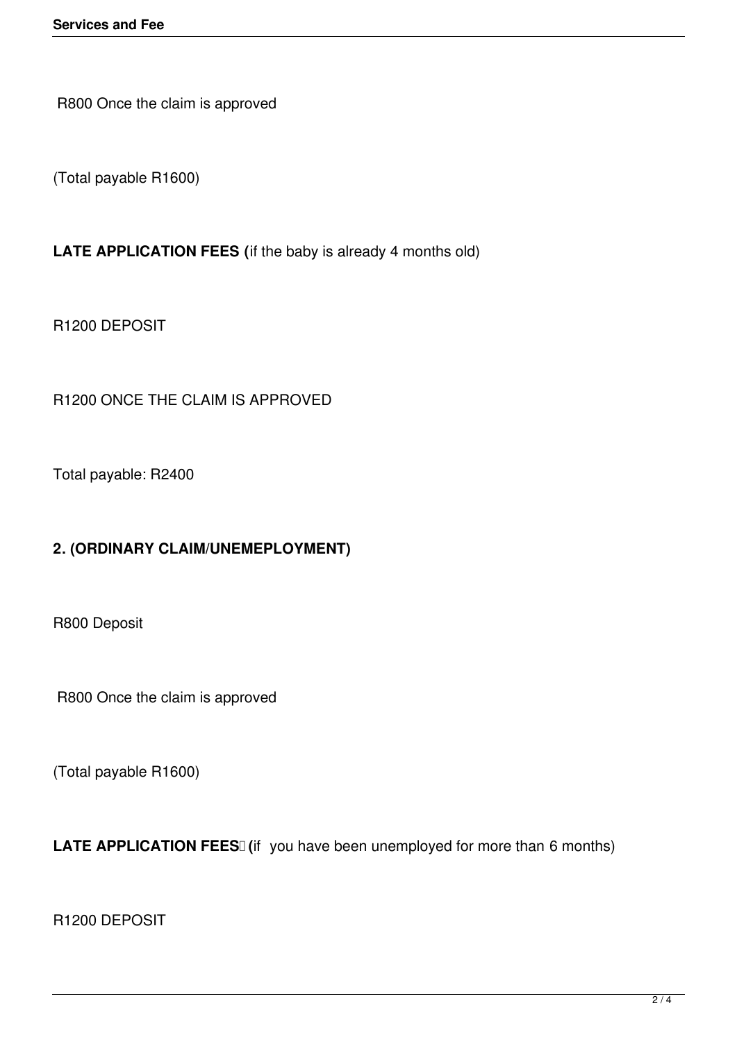R800 Once the claim is approved

(Total payable R1600)

**LATE APPLICATION FEES (**if the baby is already 4 months old)

R1200 DEPOSIT

R1200 ONCE THE CLAIM IS APPROVED

Total payable: R2400

**2. (ORDINARY CLAIM/UNEMEPLOYMENT)**

R800 Deposit

R800 Once the claim is approved

(Total payable R1600)

**LATE APPLICATION FEES (**if you have been unemployed for more than 6 months)

R1200 DEPOSIT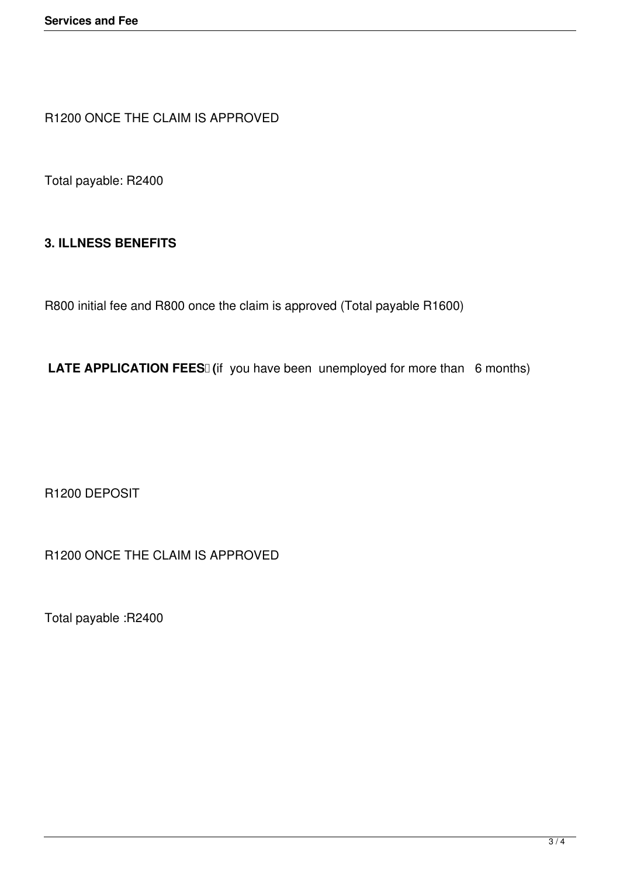R1200 ONCE THE CLAIM IS APPROVED

Total payable: R2400

**3. ILLNESS BENEFITS**

R800 initial fee and R800 once the claim is approved (Total payable R1600)

**LATE APPLICATION FEES (**if you have been unemployed for more than 6 months)

R1200 DEPOSIT

R1200 ONCE THE CLAIM IS APPROVED

Total payable :R2400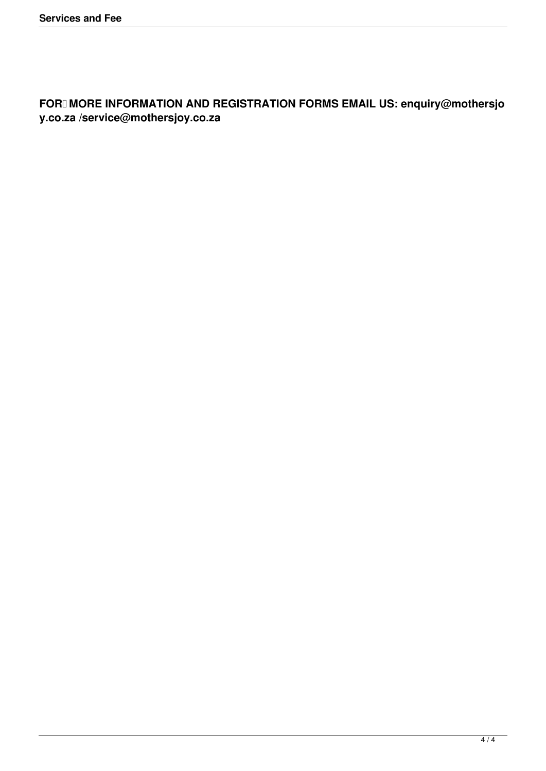**FOR MORE INFORMATION AND REGISTRATION FORMS EMAIL US: enquiry@mothersjoy.co.za /service@mothersjoy.co.za**